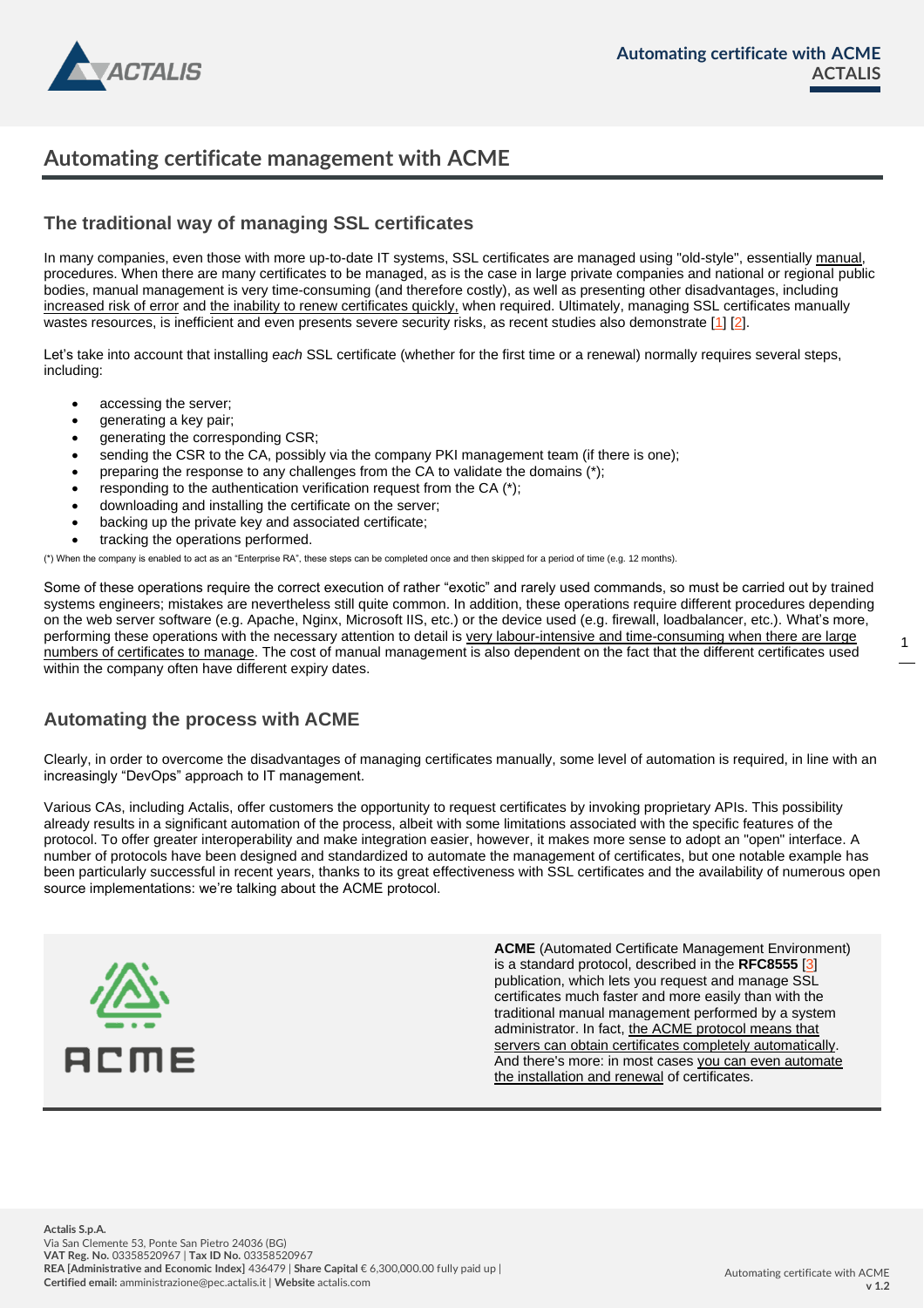# Automating certificate management with ACME

## The traditional way of managing SSL certificates

In many companies, even those with more up-to-date IT systems, SSL certificates are managed using "old-style", essentially manual, procedures. When there are many certificates to be managed, as is the case in large private companies and national or regional public bodies, manual management is very time-consuming (and therefore costly), as well as presenting other disadvantages, including increased risk of error and the inability to renew certificates quickly, when required. Ultimately, managing SSL certificates manually wastes resources, is inefficient and even presents severe security risks, as recent studies also demonstrate [1] [2].

Let's take into account that installing *each* SSL certificate (whether for the first time or a renewal) normally requires several steps, including:

- accessing the server;
- generating a key pair;
- generating the corresponding CSR;
- sending the CSR to the CA, possibly via the company PKI management team (if there is one);
- preparing the response to any challenges from the CA to validate the domains (*);
- responding to the authentication verification request from the CA (*);
- downloading and installing the certificate on the server;
- backing up the private key and associated certificate;
- tracking the operations performed.

(*) When the company is enabled to act as an "Enterprise RA", these steps can be completed once and then skipped for a period of time (e.g. 12 months).

Some of these operations require the correct execution of rather "exotic" and rarely used commands, so must be carried out by trained systems engineers; mistakes are nevertheless still quite common. In addition, these operations require different procedures depending on the web server software (e.g. Apache, Nginx, Microsoft IIS, etc.) or the device used (e.g. firewall, loadbalancer, etc.). What's more, performing these operations with the necessary attention to detail is very labour-intensive and time-consuming when there are large numbers of certificates to manage. The cost of manual management is also dependent on the fact that the different certificates used within the company often have different expiry dates.

## Automating the process with ACME

Clearly, in order to overcome the disadvantages of managing certificates manually, some level of automation is required, in line with an increasingly "DevOps" approach to IT management.

Various CAs, including Actalis, offer customers the opportunity to request certificates by invoking proprietary APIs. This possibility already results in a significant automation of the process, albeit with some limitations associated with the specific features of the protocol. To offer greater interoperability and make integration easier, however, it makes more sense to adopt an "open" interface. A number of protocols have been designed and standardized to automate the management of certificates, but one notable example has been particularly successful in recent years, thanks to its great effectiveness with SSL certificates and the availability of numerous open source implementations: we're talking about the ACME protocol.

**ACME** (Automated Certificate Management Environment) is a standard protocol, described in the **RFC8555** [3] publication, which lets you request and manage SSL certificates much faster and more easily than with the traditional manual management performed by a system administrator. In fact, the ACME protocol means that servers can obtain certificates completely automatically. And there's more: in most cases you can even automate the installation and renewal of certificates.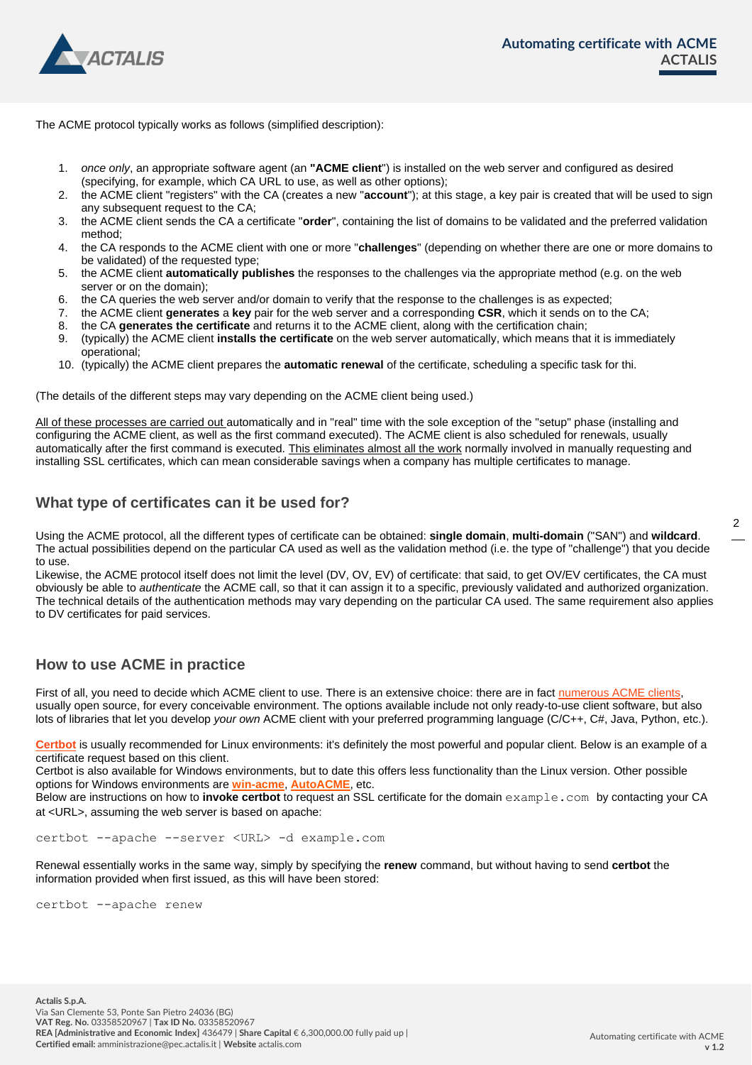The ACME protocol typically works as follows (simplified description):

1. *once only*, an appropriate software agent (an **"ACME client"**) is installed on the web server and configured as desired (specifying, for example, which CA URL to use, as well as other options);
2. the ACME client "registers" with the CA (creates a new "**account**"); at this stage, a key pair is created that will be used to sign any subsequent request to the CA;
3. the ACME client sends the CA a certificate "**order**", containing the list of domains to be validated and the preferred validation method;
4. the CA responds to the ACME client with one or more "**challenges**" (depending on whether there are one or more domains to be validated) of the requested type;
5. the ACME client **automatically publishes** the responses to the challenges via the appropriate method (e.g. on the web server or on the domain);
6. the CA queries the web server and/or domain to verify that the response to the challenges is as expected;
7. the ACME client **generates** a **key** pair for the web server and a corresponding **CSR**, which it sends on to the CA;
8. the CA **generates the certificate** and returns it to the ACME client, along with the certification chain;
9. (typically) the ACME client **installs the certificate** on the web server automatically, which means that it is immediately operational;
10. (typically) the ACME client prepares the **automatic renewal** of the certificate, scheduling a specific task for thi.

(The details of the different steps may vary depending on the ACME client being used.)

All of these processes are carried out automatically and in "real" time with the sole exception of the "setup" phase (installing and configuring the ACME client, as well as the first command executed). The ACME client is also scheduled for renewals, usually automatically after the first command is executed. This eliminates almost all the work normally involved in manually requesting and installing SSL certificates, which can mean considerable savings when a company has multiple certificates to manage.

## What type of certificates can it be used for?

Using the ACME protocol, all the different types of certificate can be obtained: **single domain**, **multi-domain** ("SAN") and **wildcard**. The actual possibilities depend on the particular CA used as well as the validation method (i.e. the type of "challenge") that you decide to use.
Likewise, the ACME protocol itself does not limit the level (DV, OV, EV) of certificate: that said, to get OV/EV certificates, the CA must obviously be able to *authenticate* the ACME call, so that it can assign it to a specific, previously validated and authorized organization. The technical details of the authentication methods may vary depending on the particular CA used. The same requirement also applies to DV certificates for paid services.

## How to use ACME in practice

First of all, you need to decide which ACME client to use. There is an extensive choice: there are in fact numerous ACME clients, usually open source, for every conceivable environment. The options available include not only ready-to-use client software, but also lots of libraries that let you develop *your own* ACME client with your preferred programming language (C/C++, C#, Java, Python, etc.).

**Certbot** is usually recommended for Linux environments: it's definitely the most powerful and popular client. Below is an example of a certificate request based on this client.
Certbot is also available for Windows environments, but to date this offers less functionality than the Linux version. Other possible options for Windows environments are **win-acme**, **AutoACME**, etc.
Below are instructions on how to **invoke certbot** to request an SSL certificate for the domain `example.com` by contacting your CA at <URL>, assuming the web server is based on apache:

```
certbot --apache --server <URL> -d example.com
```

Renewal essentially works in the same way, simply by specifying the **renew** command, but without having to send **certbot** the information provided when first issued, as this will have been stored:

```
certbot --apache renew
```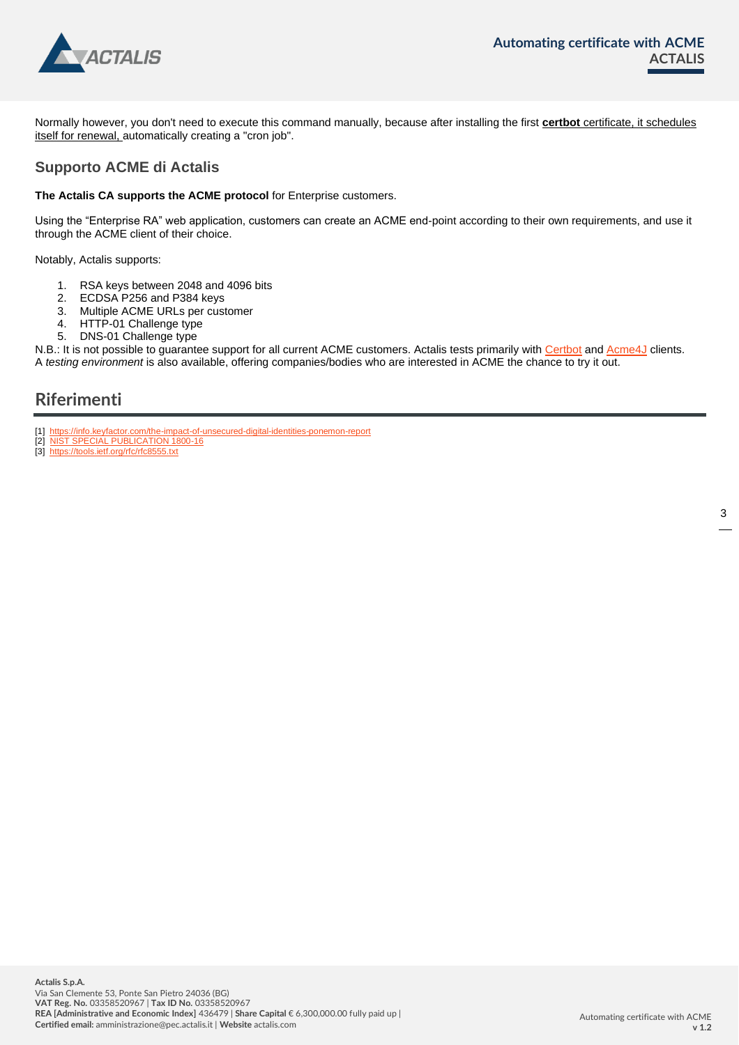Normally however, you don't need to execute this command manually, because after installing the first **certbot** certificate, it schedules itself for renewal, automatically creating a "cron job".

## Supporto ACME di Actalis

**The Actalis CA supports the ACME protocol** for Enterprise customers.

Using the "Enterprise RA" web application, customers can create an ACME end-point according to their own requirements, and use it through the ACME client of their choice.

Notably, Actalis supports:

1. RSA keys between 2048 and 4096 bits
2. ECDSA P256 and P384 keys
3. Multiple ACME URLs per customer
4. HTTP-01 Challenge type
5. DNS-01 Challenge type

N.B.: It is not possible to guarantee support for all current ACME customers. Actalis tests primarily with Certbot and Acme4J clients. A *testing environment* is also available, offering companies/bodies who are interested in ACME the chance to try it out.

## Riferimenti

[1] https://info.keyfactor.com/the-impact-of-unsecured-digital-identities-ponemon-report
[2] NIST SPECIAL PUBLICATION 1800-16
[3] https://tools.ietf.org/rfc/rfc8555.txt

**Actalis S.p.A.**
Via San Clemente 53, Ponte San Pietro 24036 (BG)
**VAT Reg. No.** 03358520967 | **Tax ID No.** 03358520967
**REA [Administrative and Economic Index]** 436479 | **Share Capital** € 6,300,000.00 fully paid up |
**Certified email:** amministrazione@pec.actalis.it | **Website** actalis.com